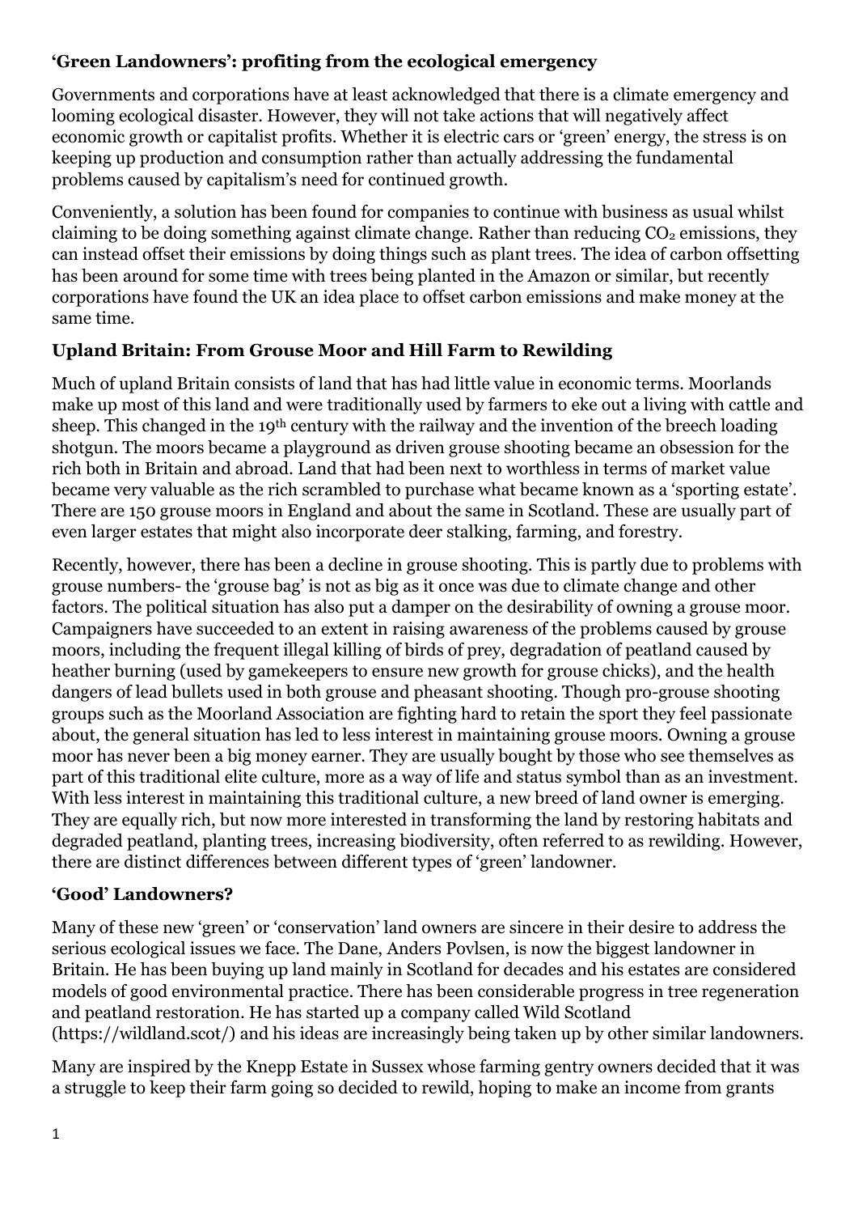## ‘Green Landowners’: profiting from the ecological emergency

Governments and corporations have at least acknowledged that there is a climate emergency and looming ecological disaster. However, they will not take actions that will negatively affect economic growth or capitalist profits. Whether it is electric cars or ‘green’ energy, the stress is on keeping up production and consumption rather than actually addressing the fundamental problems caused by capitalism’s need for continued growth.

Conveniently, a solution has been found for companies to continue with business as usual whilst claiming to be doing something against climate change. Rather than reducing $CO_2$ emissions, they can instead offset their emissions by doing things such as plant trees. The idea of carbon offsetting has been around for some time with trees being planted in the Amazon or similar, but recently corporations have found the UK an idea place to offset carbon emissions and make money at the same time.

### Upland Britain: From Grouse Moor and Hill Farm to Rewilding

Much of upland Britain consists of land that has had little value in economic terms. Moorlands make up most of this land and were traditionally used by farmers to eke out a living with cattle and sheep. This changed in the 19th century with the railway and the invention of the breech loading shotgun. The moors became a playground as driven grouse shooting became an obsession for the rich both in Britain and abroad. Land that had been next to worthless in terms of market value became very valuable as the rich scrambled to purchase what became known as a ‘sporting estate’. There are 150 grouse moors in England and about the same in Scotland. These are usually part of even larger estates that might also incorporate deer stalking, farming, and forestry.

Recently, however, there has been a decline in grouse shooting. This is partly due to problems with grouse numbers- the ‘grouse bag’ is not as big as it once was due to climate change and other factors. The political situation has also put a damper on the desirability of owning a grouse moor. Campaigners have succeeded to an extent in raising awareness of the problems caused by grouse moors, including the frequent illegal killing of birds of prey, degradation of peatland caused by heather burning (used by gamekeepers to ensure new growth for grouse chicks), and the health dangers of lead bullets used in both grouse and pheasant shooting. Though pro-grouse shooting groups such as the Moorland Association are fighting hard to retain the sport they feel passionate about, the general situation has led to less interest in maintaining grouse moors. Owning a grouse moor has never been a big money earner. They are usually bought by those who see themselves as part of this traditional elite culture, more as a way of life and status symbol than as an investment. With less interest in maintaining this traditional culture, a new breed of land owner is emerging. They are equally rich, but now more interested in transforming the land by restoring habitats and degraded peatland, planting trees, increasing biodiversity, often referred to as rewilding. However, there are distinct differences between different types of ‘green’ landowner.

### ‘Good’ Landowners?

Many of these new ‘green’ or ‘conservation’ land owners are sincere in their desire to address the serious ecological issues we face. The Dane, Anders Povlsen, is now the biggest landowner in Britain. He has been buying up land mainly in Scotland for decades and his estates are considered models of good environmental practice. There has been considerable progress in tree regeneration and peatland restoration. He has started up a company called Wild Scotland (https://wildland.scot/) and his ideas are increasingly being taken up by other similar landowners.

Many are inspired by the Knepp Estate in Sussex whose farming gentry owners decided that it was a struggle to keep their farm going so decided to rewild, hoping to make an income from grants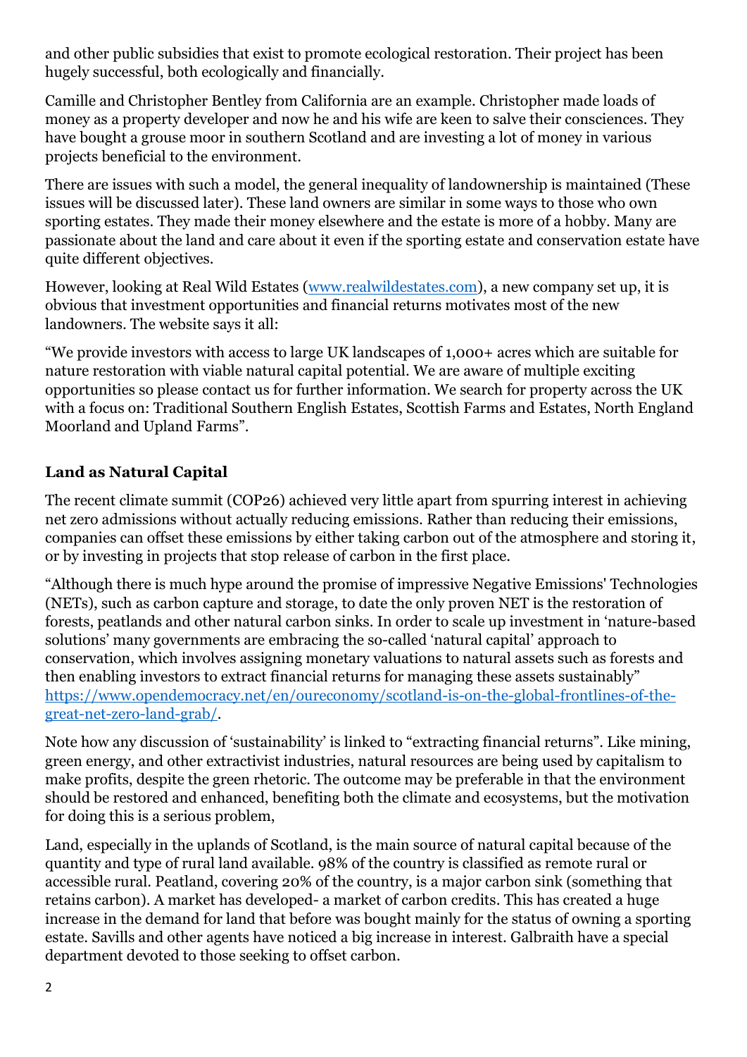and other public subsidies that exist to promote ecological restoration. Their project has been hugely successful, both ecologically and financially.

Camille and Christopher Bentley from California are an example. Christopher made loads of money as a property developer and now he and his wife are keen to salve their consciences. They have bought a grouse moor in southern Scotland and are investing a lot of money in various projects beneficial to the environment.

There are issues with such a model, the general inequality of landownership is maintained (These issues will be discussed later). These land owners are similar in some ways to those who own sporting estates. They made their money elsewhere and the estate is more of a hobby. Many are passionate about the land and care about it even if the sporting estate and conservation estate have quite different objectives.

However, looking at Real Wild Estates ([www.realwildestates.com](www.realwildestates.com)), a new company set up, it is obvious that investment opportunities and financial returns motivates most of the new landowners. The website says it all:

"We provide investors with access to large UK landscapes of 1,000+ acres which are suitable for nature restoration with viable natural capital potential. We are aware of multiple exciting opportunities so please contact us for further information. We search for property across the UK with a focus on: Traditional Southern English Estates, Scottish Farms and Estates, North England Moorland and Upland Farms".

### Land as Natural Capital

The recent climate summit (COP26) achieved very little apart from spurring interest in achieving net zero admissions without actually reducing emissions. Rather than reducing their emissions, companies can offset these emissions by either taking carbon out of the atmosphere and storing it, or by investing in projects that stop release of carbon in the first place.

"Although there is much hype around the promise of impressive Negative Emissions' Technologies (NETs), such as carbon capture and storage, to date the only proven NET is the restoration of forests, peatlands and other natural carbon sinks. In order to scale up investment in 'nature-based solutions' many governments are embracing the so-called 'natural capital' approach to conservation, which involves assigning monetary valuations to natural assets such as forests and then enabling investors to extract financial returns for managing these assets sustainably" [https://www.opendemocracy.net/en/oureconomy/scotland-is-on-the-global-frontlines-of-the-great-net-zero-land-grab/](https://www.opendemocracy.net/en/oureconomy/scotland-is-on-the-global-frontlines-of-the-great-net-zero-land-grab/).

Note how any discussion of 'sustainability' is linked to "extracting financial returns". Like mining, green energy, and other extractivist industries, natural resources are being used by capitalism to make profits, despite the green rhetoric. The outcome may be preferable in that the environment should be restored and enhanced, benefiting both the climate and ecosystems, but the motivation for doing this is a serious problem,

Land, especially in the uplands of Scotland, is the main source of natural capital because of the quantity and type of rural land available. 98% of the country is classified as remote rural or accessible rural. Peatland, covering 20% of the country, is a major carbon sink (something that retains carbon). A market has developed- a market of carbon credits. This has created a huge increase in the demand for land that before was bought mainly for the status of owning a sporting estate. Savills and other agents have noticed a big increase in interest. Galbraith have a special department devoted to those seeking to offset carbon.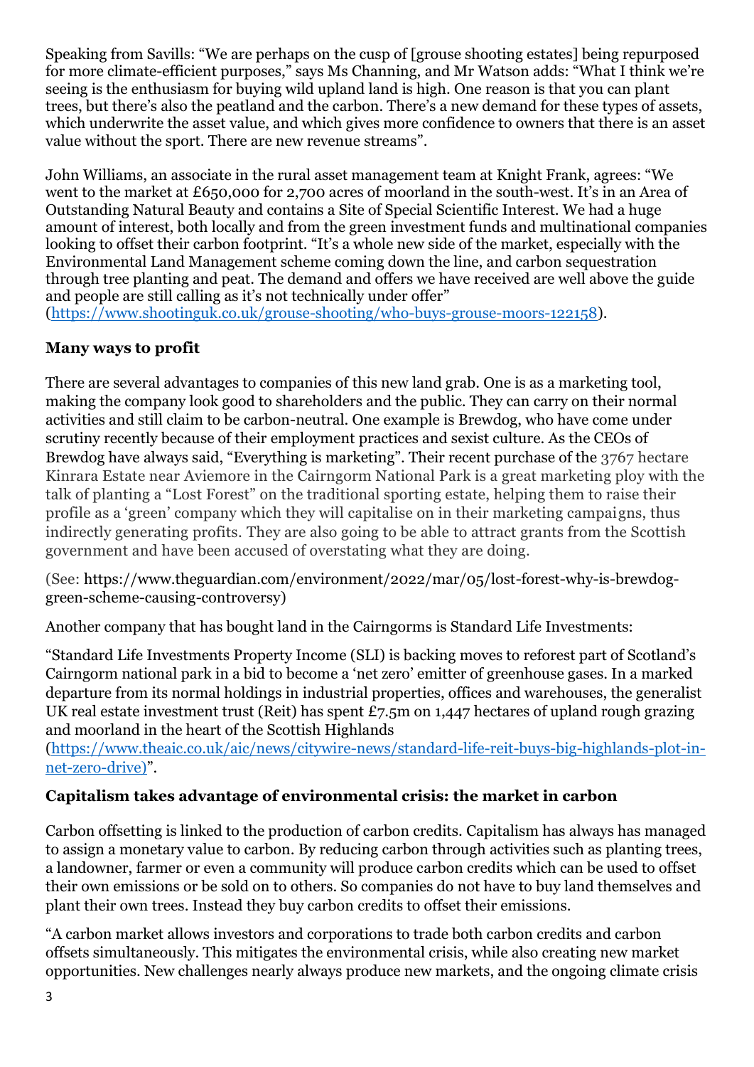Speaking from Savills: "We are perhaps on the cusp of [grouse shooting estates] being repurposed for more climate-efficient purposes," says Ms Channing, and Mr Watson adds: "What I think we're seeing is the enthusiasm for buying wild upland land is high. One reason is that you can plant trees, but there's also the peatland and the carbon. There's a new demand for these types of assets, which underwrite the asset value, and which gives more confidence to owners that there is an asset value without the sport. There are new revenue streams".

John Williams, an associate in the rural asset management team at Knight Frank, agrees: "We went to the market at £650,000 for 2,700 acres of moorland in the south-west. It's in an Area of Outstanding Natural Beauty and contains a Site of Special Scientific Interest. We had a huge amount of interest, both locally and from the green investment funds and multinational companies looking to offset their carbon footprint. "It's a whole new side of the market, especially with the Environmental Land Management scheme coming down the line, and carbon sequestration through tree planting and peat. The demand and offers we have received are well above the guide and people are still calling as it's not technically under offer" (https://www.shootinguk.co.uk/grouse-shooting/who-buys-grouse-moors-122158).

**Many ways to profit**

There are several advantages to companies of this new land grab. One is as a marketing tool, making the company look good to shareholders and the public. They can carry on their normal activities and still claim to be carbon-neutral. One example is Brewdog, who have come under scrutiny recently because of their employment practices and sexist culture. As the CEOs of Brewdog have always said, "Everything is marketing". Their recent purchase of the 3767 hectare Kinrara Estate near Aviemore in the Cairngorm National Park is a great marketing ploy with the talk of planting a "Lost Forest" on the traditional sporting estate, helping them to raise their profile as a 'green' company which they will capitalise on in their marketing campaigns, thus indirectly generating profits. They are also going to be able to attract grants from the Scottish government and have been accused of overstating what they are doing.

(See: https://www.theguardian.com/environment/2022/mar/05/lost-forest-why-is-brewdog-green-scheme-causing-controversy)

Another company that has bought land in the Cairngorms is Standard Life Investments:

"Standard Life Investments Property Income (SLI) is backing moves to reforest part of Scotland's Cairngorm national park in a bid to become a 'net zero' emitter of greenhouse gases. In a marked departure from its normal holdings in industrial properties, offices and warehouses, the generalist UK real estate investment trust (Reit) has spent £7.5m on 1,447 hectares of upland rough grazing and moorland in the heart of the Scottish Highlands (https://www.theaic.co.uk/aic/news/citywire-news/standard-life-reit-buys-big-highlands-plot-in-net-zero-drive)".

**Capitalism takes advantage of environmental crisis: the market in carbon**

Carbon offsetting is linked to the production of carbon credits. Capitalism has always has managed to assign a monetary value to carbon. By reducing carbon through activities such as planting trees, a landowner, farmer or even a community will produce carbon credits which can be used to offset their own emissions or be sold on to others. So companies do not have to buy land themselves and plant their own trees. Instead they buy carbon credits to offset their emissions.

"A carbon market allows investors and corporations to trade both carbon credits and carbon offsets simultaneously. This mitigates the environmental crisis, while also creating new market opportunities. New challenges nearly always produce new markets, and the ongoing climate crisis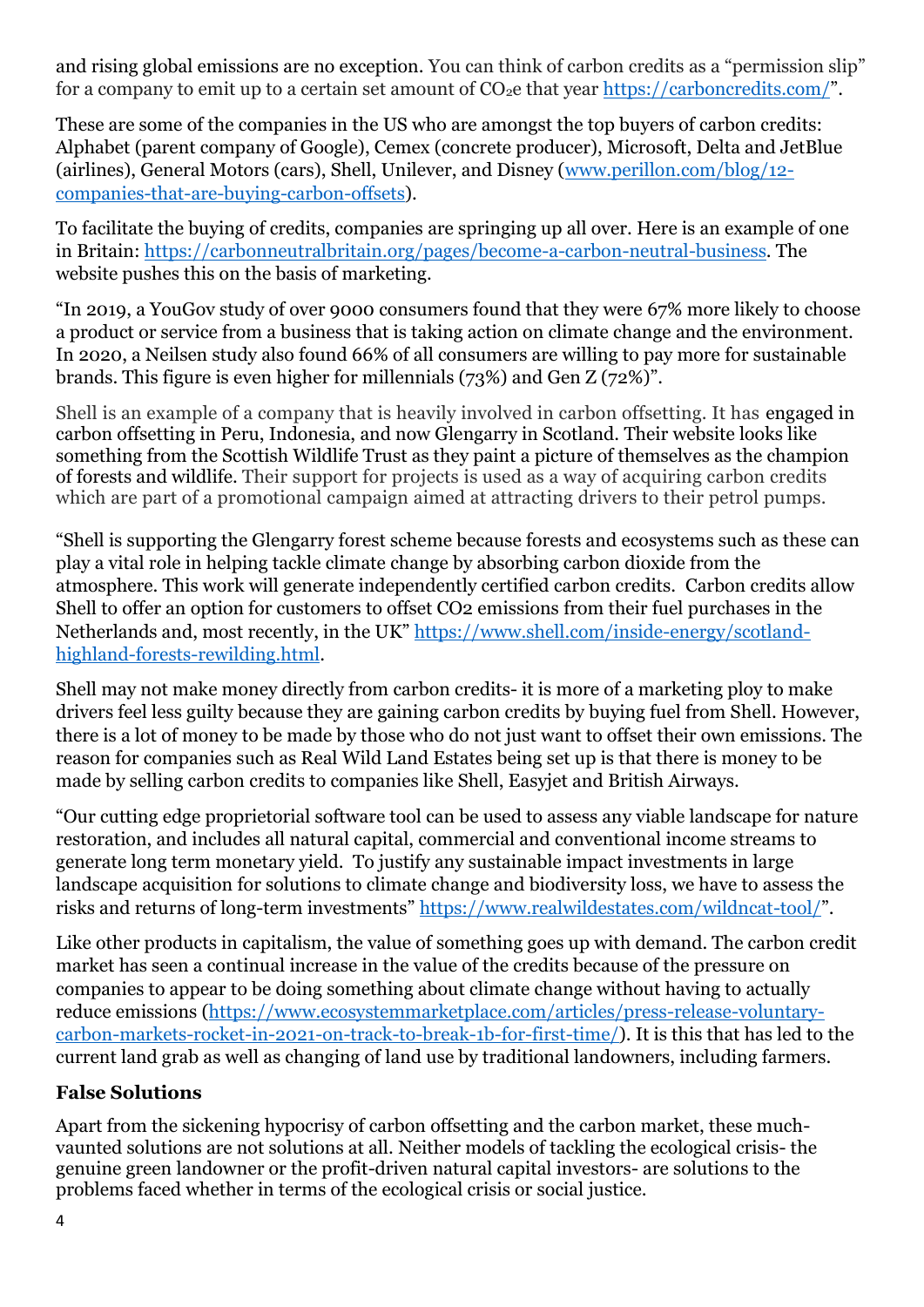and rising global emissions are no exception. You can think of carbon credits as a "permission slip" for a company to emit up to a certain set amount of $CO_2e$ that year https://carboncredits.com/".

These are some of the companies in the US who are amongst the top buyers of carbon credits: Alphabet (parent company of Google), Cemex (concrete producer), Microsoft, Delta and JetBlue (airlines), General Motors (cars), Shell, Unilever, and Disney (www.perillon.com/blog/12-companies-that-are-buying-carbon-offsets).

To facilitate the buying of credits, companies are springing up all over. Here is an example of one in Britain: https://carbonneutralbritain.org/pages/become-a-carbon-neutral-business. The website pushes this on the basis of marketing.

"In 2019, a YouGov study of over 9000 consumers found that they were 67% more likely to choose a product or service from a business that is taking action on climate change and the environment. In 2020, a Neilsen study also found 66% of all consumers are willing to pay more for sustainable brands. This figure is even higher for millennials (73%) and Gen Z (72%)".

Shell is an example of a company that is heavily involved in carbon offsetting. It has engaged in carbon offsetting in Peru, Indonesia, and now Glengarry in Scotland. Their website looks like something from the Scottish Wildlife Trust as they paint a picture of themselves as the champion of forests and wildlife. Their support for projects is used as a way of acquiring carbon credits which are part of a promotional campaign aimed at attracting drivers to their petrol pumps.

"Shell is supporting the Glengarry forest scheme because forests and ecosystems such as these can play a vital role in helping tackle climate change by absorbing carbon dioxide from the atmosphere. This work will generate independently certified carbon credits. Carbon credits allow Shell to offer an option for customers to offset $CO_2$ emissions from their fuel purchases in the Netherlands and, most recently, in the UK" https://www.shell.com/inside-energy/scotland-highland-forests-rewilding.html.

Shell may not make money directly from carbon credits- it is more of a marketing ploy to make drivers feel less guilty because they are gaining carbon credits by buying fuel from Shell. However, there is a lot of money to be made by those who do not just want to offset their own emissions. The reason for companies such as Real Wild Land Estates being set up is that there is money to be made by selling carbon credits to companies like Shell, Easyjet and British Airways.

"Our cutting edge proprietorial software tool can be used to assess any viable landscape for nature restoration, and includes all natural capital, commercial and conventional income streams to generate long term monetary yield. To justify any sustainable impact investments in large landscape acquisition for solutions to climate change and biodiversity loss, we have to assess the risks and returns of long-term investments" https://www.realwildestates.com/wildncat-tool/".

Like other products in capitalism, the value of something goes up with demand. The carbon credit market has seen a continual increase in the value of the credits because of the pressure on companies to appear to be doing something about climate change without having to actually reduce emissions (https://www.ecosystemmarketplace.com/articles/press-release-voluntary-carbon-markets-rocket-in-2021-on-track-to-break-1b-for-first-time/). It is this that has led to the current land grab as well as changing of land use by traditional landowners, including farmers.

### False Solutions

Apart from the sickening hypocrisy of carbon offsetting and the carbon market, these much-vaunted solutions are not solutions at all. Neither models of tackling the ecological crisis- the genuine green landowner or the profit-driven natural capital investors- are solutions to the problems faced whether in terms of the ecological crisis or social justice.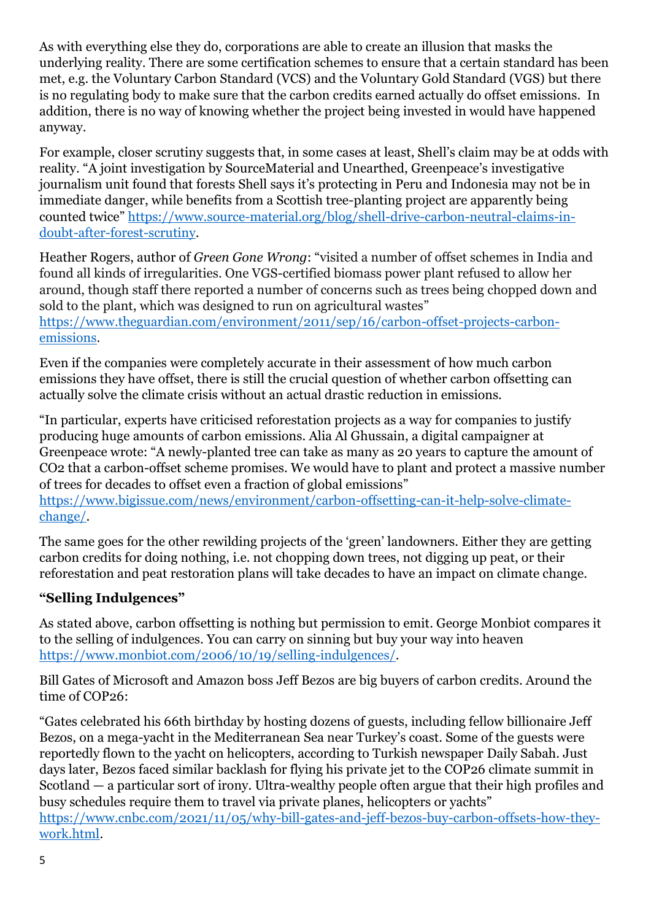As with everything else they do, corporations are able to create an illusion that masks the underlying reality. There are some certification schemes to ensure that a certain standard has been met, e.g. the Voluntary Carbon Standard (VCS) and the Voluntary Gold Standard (VGS) but there is no regulating body to make sure that the carbon credits earned actually do offset emissions. In addition, there is no way of knowing whether the project being invested in would have happened anyway.

For example, closer scrutiny suggests that, in some cases at least, Shell's claim may be at odds with reality. "A joint investigation by SourceMaterial and Unearthed, Greenpeace's investigative journalism unit found that forests Shell says it's protecting in Peru and Indonesia may not be in immediate danger, while benefits from a Scottish tree-planting project are apparently being counted twice" https://www.source-material.org/blog/shell-drive-carbon-neutral-claims-in-doubt-after-forest-scrutiny.

Heather Rogers, author of *Green Gone Wrong*: "visited a number of offset schemes in India and found all kinds of irregularities. One VGS-certified biomass power plant refused to allow her around, though staff there reported a number of concerns such as trees being chopped down and sold to the plant, which was designed to run on agricultural wastes" https://www.theguardian.com/environment/2011/sep/16/carbon-offset-projects-carbon-emissions.

Even if the companies were completely accurate in their assessment of how much carbon emissions they have offset, there is still the crucial question of whether carbon offsetting can actually solve the climate crisis without an actual drastic reduction in emissions.

"In particular, experts have criticised reforestation projects as a way for companies to justify producing huge amounts of carbon emissions. Alia Al Ghussain, a digital campaigner at Greenpeace wrote: "A newly-planted tree can take as many as 20 years to capture the amount of $CO_2$ that a carbon-offset scheme promises. We would have to plant and protect a massive number of trees for decades to offset even a fraction of global emissions" https://www.bigissue.com/news/environment/carbon-offsetting-can-it-help-solve-climate-change/.

The same goes for the other rewilding projects of the 'green' landowners. Either they are getting carbon credits for doing nothing, i.e. not chopping down trees, not digging up peat, or their reforestation and peat restoration plans will take decades to have an impact on climate change.

### "Selling Indulgences"

As stated above, carbon offsetting is nothing but permission to emit. George Monbiot compares it to the selling of indulgences. You can carry on sinning but buy your way into heaven https://www.monbiot.com/2006/10/19/selling-indulgences/.

Bill Gates of Microsoft and Amazon boss Jeff Bezos are big buyers of carbon credits. Around the time of COP26:

"Gates celebrated his 66th birthday by hosting dozens of guests, including fellow billionaire Jeff Bezos, on a mega-yacht in the Mediterranean Sea near Turkey's coast. Some of the guests were reportedly flown to the yacht on helicopters, according to Turkish newspaper Daily Sabah. Just days later, Bezos faced similar backlash for flying his private jet to the COP26 climate summit in Scotland — a particular sort of irony. Ultra-wealthy people often argue that their high profiles and busy schedules require them to travel via private planes, helicopters or yachts" https://www.cnbc.com/2021/11/05/why-bill-gates-and-jeff-bezos-buy-carbon-offsets-how-they-work.html.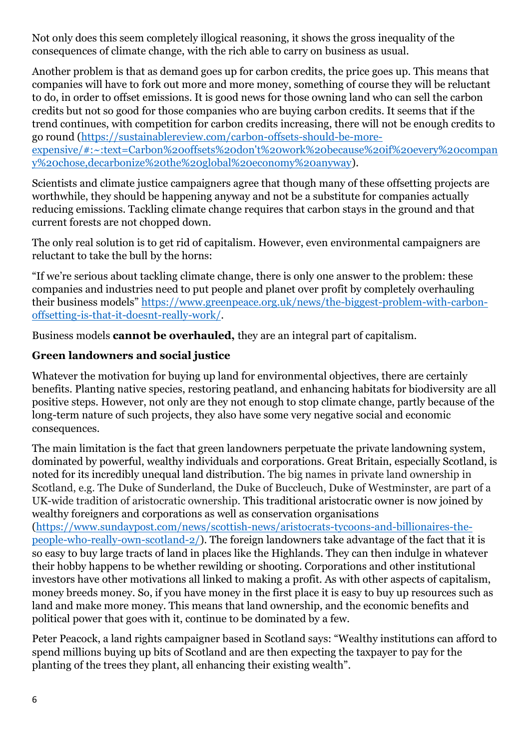Not only does this seem completely illogical reasoning, it shows the gross inequality of the consequences of climate change, with the rich able to carry on business as usual.

Another problem is that as demand goes up for carbon credits, the price goes up. This means that companies will have to fork out more and more money, something of course they will be reluctant to do, in order to offset emissions. It is good news for those owning land who can sell the carbon credits but not so good for those companies who are buying carbon credits. It seems that if the trend continues, with competition for carbon credits increasing, there will not be enough credits to go round (https://sustainablereview.com/carbon-offsets-should-be-more-expensive/#:~:text=Carbon%20offsets%20don't%20work%20because%20if%20every%20company%20chose,decarbonize%20the%20global%20economy%20anyway).

Scientists and climate justice campaigners agree that though many of these offsetting projects are worthwhile, they should be happening anyway and not be a substitute for companies actually reducing emissions. Tackling climate change requires that carbon stays in the ground and that current forests are not chopped down.

The only real solution is to get rid of capitalism. However, even environmental campaigners are reluctant to take the bull by the horns:

"If we're serious about tackling climate change, there is only one answer to the problem: these companies and industries need to put people and planet over profit by completely overhauling their business models" https://www.greenpeace.org.uk/news/the-biggest-problem-with-carbon-offsetting-is-that-it-doesnt-really-work/.

Business models **cannot be overhauled,** they are an integral part of capitalism.

## Green landowners and social justice

Whatever the motivation for buying up land for environmental objectives, there are certainly benefits. Planting native species, restoring peatland, and enhancing habitats for biodiversity are all positive steps. However, not only are they not enough to stop climate change, partly because of the long-term nature of such projects, they also have some very negative social and economic consequences.

The main limitation is the fact that green landowners perpetuate the private landowning system, dominated by powerful, wealthy individuals and corporations. Great Britain, especially Scotland, is noted for its incredibly unequal land distribution. The big names in private land ownership in Scotland, e.g. The Duke of Sunderland, the Duke of Buccleuch, Duke of Westminster, are part of a UK-wide tradition of aristocratic ownership. This traditional aristocratic owner is now joined by wealthy foreigners and corporations as well as conservation organisations (https://www.sundaypost.com/news/scottish-news/aristocrats-tycoons-and-billionaires-the-people-who-really-own-scotland-2/). The foreign landowners take advantage of the fact that it is so easy to buy large tracts of land in places like the Highlands. They can then indulge in whatever their hobby happens to be whether rewilding or shooting. Corporations and other institutional investors have other motivations all linked to making a profit. As with other aspects of capitalism, money breeds money. So, if you have money in the first place it is easy to buy up resources such as land and make more money. This means that land ownership, and the economic benefits and political power that goes with it, continue to be dominated by a few.

Peter Peacock, a land rights campaigner based in Scotland says: "Wealthy institutions can afford to spend millions buying up bits of Scotland and are then expecting the taxpayer to pay for the planting of the trees they plant, all enhancing their existing wealth".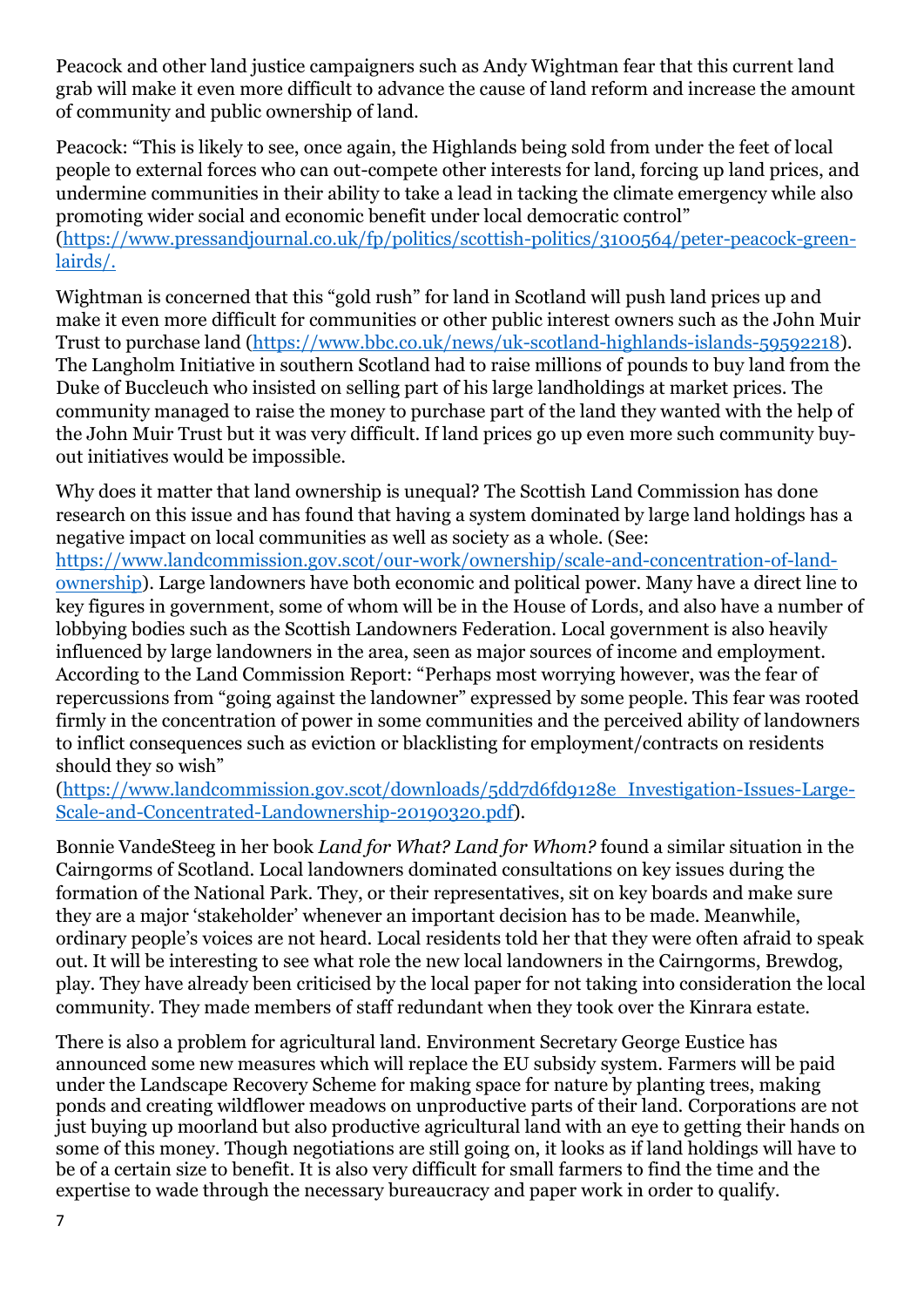Peacock and other land justice campaigners such as Andy Wightman fear that this current land grab will make it even more difficult to advance the cause of land reform and increase the amount of community and public ownership of land.

Peacock: "This is likely to see, once again, the Highlands being sold from under the feet of local people to external forces who can out-compete other interests for land, forcing up land prices, and undermine communities in their ability to take a lead in tacking the climate emergency while also promoting wider social and economic benefit under local democratic control" (https://www.pressandjournal.co.uk/fp/politics/scottish-politics/3100564/peter-peacock-green-lairds/.

Wightman is concerned that this "gold rush" for land in Scotland will push land prices up and make it even more difficult for communities or other public interest owners such as the John Muir Trust to purchase land (https://www.bbc.co.uk/news/uk-scotland-highlands-islands-59592218). The Langholm Initiative in southern Scotland had to raise millions of pounds to buy land from the Duke of Buccleuch who insisted on selling part of his large landholdings at market prices. The community managed to raise the money to purchase part of the land they wanted with the help of the John Muir Trust but it was very difficult. If land prices go up even more such community buy-out initiatives would be impossible.

Why does it matter that land ownership is unequal? The Scottish Land Commission has done research on this issue and has found that having a system dominated by large land holdings has a negative impact on local communities as well as society as a whole. (See: https://www.landcommission.gov.scot/our-work/ownership/scale-and-concentration-of-land-ownership). Large landowners have both economic and political power. Many have a direct line to key figures in government, some of whom will be in the House of Lords, and also have a number of lobbying bodies such as the Scottish Landowners Federation. Local government is also heavily influenced by large landowners in the area, seen as major sources of income and employment. According to the Land Commission Report: "Perhaps most worrying however, was the fear of repercussions from "going against the landowner" expressed by some people. This fear was rooted firmly in the concentration of power in some communities and the perceived ability of landowners to inflict consequences such as eviction or blacklisting for employment/contracts on residents should they so wish" (https://www.landcommission.gov.scot/downloads/5dd7d6fd9128e_Investigation-Issues-Large-Scale-and-Concentrated-Landownership-20190320.pdf).

Bonnie VandeSteeg in her book *Land for What? Land for Whom?* found a similar situation in the Cairngorms of Scotland. Local landowners dominated consultations on key issues during the formation of the National Park. They, or their representatives, sit on key boards and make sure they are a major 'stakeholder' whenever an important decision has to be made. Meanwhile, ordinary people's voices are not heard. Local residents told her that they were often afraid to speak out. It will be interesting to see what role the new local landowners in the Cairngorms, Brewdog, play. They have already been criticised by the local paper for not taking into consideration the local community. They made members of staff redundant when they took over the Kinrara estate.

There is also a problem for agricultural land. Environment Secretary George Eustice has announced some new measures which will replace the EU subsidy system. Farmers will be paid under the Landscape Recovery Scheme for making space for nature by planting trees, making ponds and creating wildflower meadows on unproductive parts of their land. Corporations are not just buying up moorland but also productive agricultural land with an eye to getting their hands on some of this money. Though negotiations are still going on, it looks as if land holdings will have to be of a certain size to benefit. It is also very difficult for small farmers to find the time and the expertise to wade through the necessary bureaucracy and paper work in order to qualify.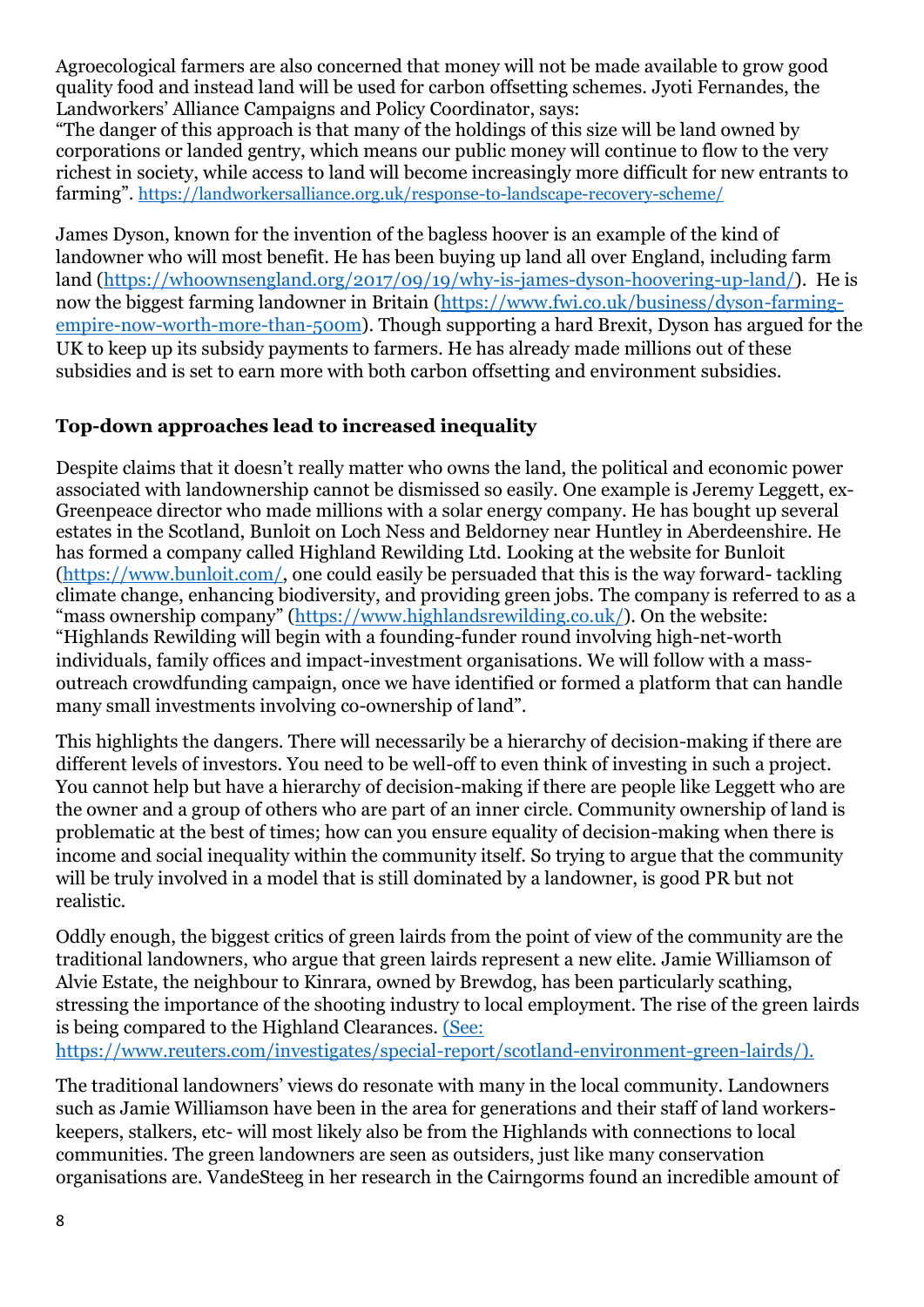Agroecological farmers are also concerned that money will not be made available to grow good quality food and instead land will be used for carbon offsetting schemes. Jyoti Fernandes, the Landworkers' Alliance Campaigns and Policy Coordinator, says:
"The danger of this approach is that many of the holdings of this size will be land owned by corporations or landed gentry, which means our public money will continue to flow to the very richest in society, while access to land will become increasingly more difficult for new entrants to farming". https://landworkersalliance.org.uk/response-to-landscape-recovery-scheme/

James Dyson, known for the invention of the bagless hoover is an example of the kind of landowner who will most benefit. He has been buying up land all over England, including farm land (https://whoownsengland.org/2017/09/19/why-is-james-dyson-hoovering-up-land/). He is now the biggest farming landowner in Britain (https://www.fwi.co.uk/business/dyson-farming-empire-now-worth-more-than-500m). Though supporting a hard Brexit, Dyson has argued for the UK to keep up its subsidy payments to farmers. He has already made millions out of these subsidies and is set to earn more with both carbon offsetting and environment subsidies.

### Top-down approaches lead to increased inequality

Despite claims that it doesn't really matter who owns the land, the political and economic power associated with landownership cannot be dismissed so easily. One example is Jeremy Leggett, ex-Greenpeace director who made millions with a solar energy company. He has bought up several estates in the Scotland, Bunloit on Loch Ness and Beldorney near Huntley in Aberdeenshire. He has formed a company called Highland Rewilding Ltd. Looking at the website for Bunloit (https://www.bunloit.com/, one could easily be persuaded that this is the way forward- tackling climate change, enhancing biodiversity, and providing green jobs. The company is referred to as a "mass ownership company" (https://www.highlandsrewilding.co.uk/). On the website: "Highlands Rewilding will begin with a founding-funder round involving high-net-worth individuals, family offices and impact-investment organisations. We will follow with a mass-outreach crowdfunding campaign, once we have identified or formed a platform that can handle many small investments involving co-ownership of land".

This highlights the dangers. There will necessarily be a hierarchy of decision-making if there are different levels of investors. You need to be well-off to even think of investing in such a project. You cannot help but have a hierarchy of decision-making if there are people like Leggett who are the owner and a group of others who are part of an inner circle. Community ownership of land is problematic at the best of times; how can you ensure equality of decision-making when there is income and social inequality within the community itself. So trying to argue that the community will be truly involved in a model that is still dominated by a landowner, is good PR but not realistic.

Oddly enough, the biggest critics of green lairds from the point of view of the community are the traditional landowners, who argue that green lairds represent a new elite. Jamie Williamson of Alvie Estate, the neighbour to Kinrara, owned by Brewdog, has been particularly scathing, stressing the importance of the shooting industry to local employment. The rise of the green lairds is being compared to the Highland Clearances. (See: https://www.reuters.com/investigates/special-report/scotland-environment-green-lairds/).

The traditional landowners' views do resonate with many in the local community. Landowners such as Jamie Williamson have been in the area for generations and their staff of land workers- keepers, stalkers, etc- will most likely also be from the Highlands with connections to local communities. The green landowners are seen as outsiders, just like many conservation organisations are. VandeSteeg in her research in the Cairngorms found an incredible amount of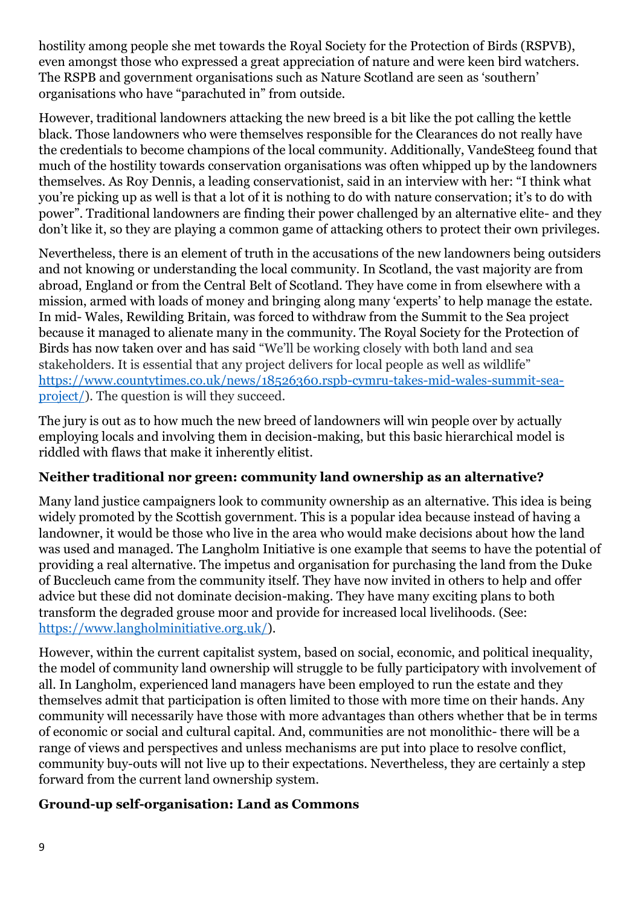hostility among people she met towards the Royal Society for the Protection of Birds (RSPVB), even amongst those who expressed a great appreciation of nature and were keen bird watchers. The RSPB and government organisations such as Nature Scotland are seen as 'southern' organisations who have "parachuted in" from outside.

However, traditional landowners attacking the new breed is a bit like the pot calling the kettle black. Those landowners who were themselves responsible for the Clearances do not really have the credentials to become champions of the local community. Additionally, VandeSteeg found that much of the hostility towards conservation organisations was often whipped up by the landowners themselves. As Roy Dennis, a leading conservationist, said in an interview with her: "I think what you're picking up as well is that a lot of it is nothing to do with nature conservation; it's to do with power". Traditional landowners are finding their power challenged by an alternative elite- and they don't like it, so they are playing a common game of attacking others to protect their own privileges.

Nevertheless, there is an element of truth in the accusations of the new landowners being outsiders and not knowing or understanding the local community. In Scotland, the vast majority are from abroad, England or from the Central Belt of Scotland. They have come in from elsewhere with a mission, armed with loads of money and bringing along many 'experts' to help manage the estate. In mid- Wales, Rewilding Britain, was forced to withdraw from the Summit to the Sea project because it managed to alienate many in the community. The Royal Society for the Protection of Birds has now taken over and has said "We'll be working closely with both land and sea stakeholders. It is essential that any project delivers for local people as well as wildlife" [https://www.countytimes.co.uk/news/18526360.rspb-cymru-takes-mid-wales-summit-sea-project/](https://www.countytimes.co.uk/news/18526360.rspb-cymru-takes-mid-wales-summit-sea-project/)). The question is will they succeed.

The jury is out as to how much the new breed of landowners will win people over by actually employing locals and involving them in decision-making, but this basic hierarchical model is riddled with flaws that make it inherently elitist.

### Neither traditional nor green: community land ownership as an alternative?

Many land justice campaigners look to community ownership as an alternative. This idea is being widely promoted by the Scottish government. This is a popular idea because instead of having a landowner, it would be those who live in the area who would make decisions about how the land was used and managed. The Langholm Initiative is one example that seems to have the potential of providing a real alternative. The impetus and organisation for purchasing the land from the Duke of Buccleuch came from the community itself. They have now invited in others to help and offer advice but these did not dominate decision-making. They have many exciting plans to both transform the degraded grouse moor and provide for increased local livelihoods. (See: [https://www.langholminitiative.org.uk/](https://www.langholminitiative.org.uk/)).

However, within the current capitalist system, based on social, economic, and political inequality, the model of community land ownership will struggle to be fully participatory with involvement of all. In Langholm, experienced land managers have been employed to run the estate and they themselves admit that participation is often limited to those with more time on their hands. Any community will necessarily have those with more advantages than others whether that be in terms of economic or social and cultural capital. And, communities are not monolithic- there will be a range of views and perspectives and unless mechanisms are put into place to resolve conflict, community buy-outs will not live up to their expectations. Nevertheless, they are certainly a step forward from the current land ownership system.

### Ground-up self-organisation: Land as Commons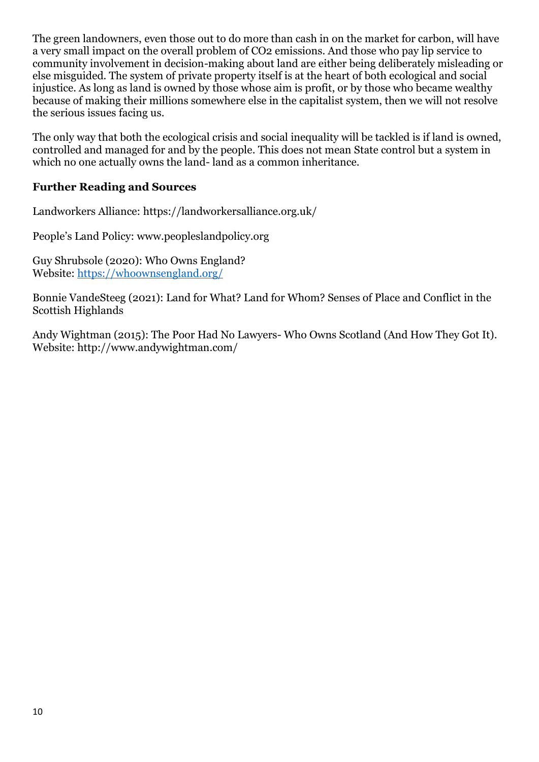The green landowners, even those out to do more than cash in on the market for carbon, will have a very small impact on the overall problem of $CO_2$ emissions. And those who pay lip service to community involvement in decision-making about land are either being deliberately misleading or else misguided. The system of private property itself is at the heart of both ecological and social injustice. As long as land is owned by those whose aim is profit, or by those who became wealthy because of making their millions somewhere else in the capitalist system, then we will not resolve the serious issues facing us.

The only way that both the ecological crisis and social inequality will be tackled is if land is owned, controlled and managed for and by the people. This does not mean State control but a system in which no one actually owns the land- land as a common inheritance.

### Further Reading and Sources

Landworkers Alliance: https://landworkersalliance.org.uk/

People's Land Policy: www.peopleslandpolicy.org

Guy Shrubsole (2020): Who Owns England?
Website: https://whoownsengland.org/

Bonnie VandeSteeg (2021): Land for What? Land for Whom? Senses of Place and Conflict in the Scottish Highlands

Andy Wightman (2015): The Poor Had No Lawyers- Who Owns Scotland (And How They Got It).
Website: http://www.andywightman.com/